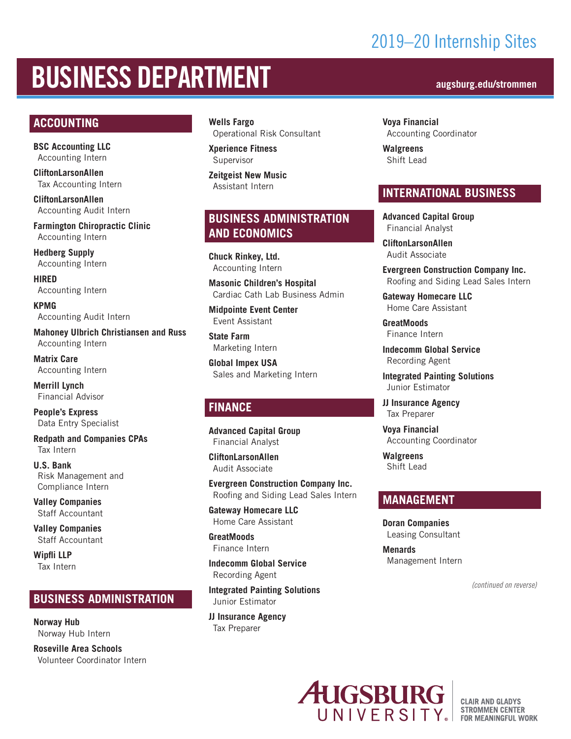2019–20 Internship Sites

# BUSINESS DEPARTMENT

augsburg.edu/strommen

## ACCOUNTING

**BSC Accounting LLC**
Accounting Intern

**CliftonLarsonAllen**
Tax Accounting Intern

**CliftonLarsonAllen**
Accounting Audit Intern

**Farmington Chiropractic Clinic**
Accounting Intern

**Hedberg Supply**
Accounting Intern

**HIRED**
Accounting Intern

**KPMG**
Accounting Audit Intern

**Mahoney Ulbrich Christiansen and Russ**
Accounting Intern

**Matrix Care**
Accounting Intern

**Merrill Lynch**
Financial Advisor

**People's Express**
Data Entry Specialist

**Redpath and Companies CPAs**
Tax Intern

**U.S. Bank**
Risk Management and Compliance Intern

**Valley Companies**
Staff Accountant

**Valley Companies**
Staff Accountant

**Wipfli LLP**
Tax Intern

## BUSINESS ADMINISTRATION

**Norway Hub**
Norway Hub Intern

**Roseville Area Schools**
Volunteer Coordinator Intern

**Wells Fargo**
Operational Risk Consultant

**Xperience Fitness**
Supervisor

**Zeitgeist New Music**
Assistant Intern

## BUSINESS ADMINISTRATION AND ECONOMICS

**Chuck Rinkey, Ltd.**
Accounting Intern

**Masonic Children's Hospital**
Cardiac Cath Lab Business Admin

**Midpointe Event Center**
Event Assistant

**State Farm**
Marketing Intern

**Global Impex USA**
Sales and Marketing Intern

## FINANCE

**Advanced Capital Group**
Financial Analyst

**CliftonLarsonAllen**
Audit Associate

**Evergreen Construction Company Inc.**
Roofing and Siding Lead Sales Intern

**Gateway Homecare LLC**
Home Care Assistant

**GreatMoods**
Finance Intern

**Indecomm Global Service**
Recording Agent

**Integrated Painting Solutions**
Junior Estimator

**JJ Insurance Agency**
Tax Preparer

**Voya Financial**
Accounting Coordinator

**Walgreens**
Shift Lead

## INTERNATIONAL BUSINESS

**Advanced Capital Group**
Financial Analyst

**CliftonLarsonAllen**
Audit Associate

**Evergreen Construction Company Inc.**
Roofing and Siding Lead Sales Intern

**Gateway Homecare LLC**
Home Care Assistant

**GreatMoods**
Finance Intern

**Indecomm Global Service**
Recording Agent

**Integrated Painting Solutions**
Junior Estimator

**JJ Insurance Agency**
Tax Preparer

**Voya Financial**
Accounting Coordinator

**Walgreens**
Shift Lead

## MANAGEMENT

**Doran Companies**
Leasing Consultant

**Menards**
Management Intern

*(continued on reverse)*

AUGSBURG UNIVERSITY | CLAIR AND GLADYS STROMMEN CENTER FOR MEANINGFUL WORK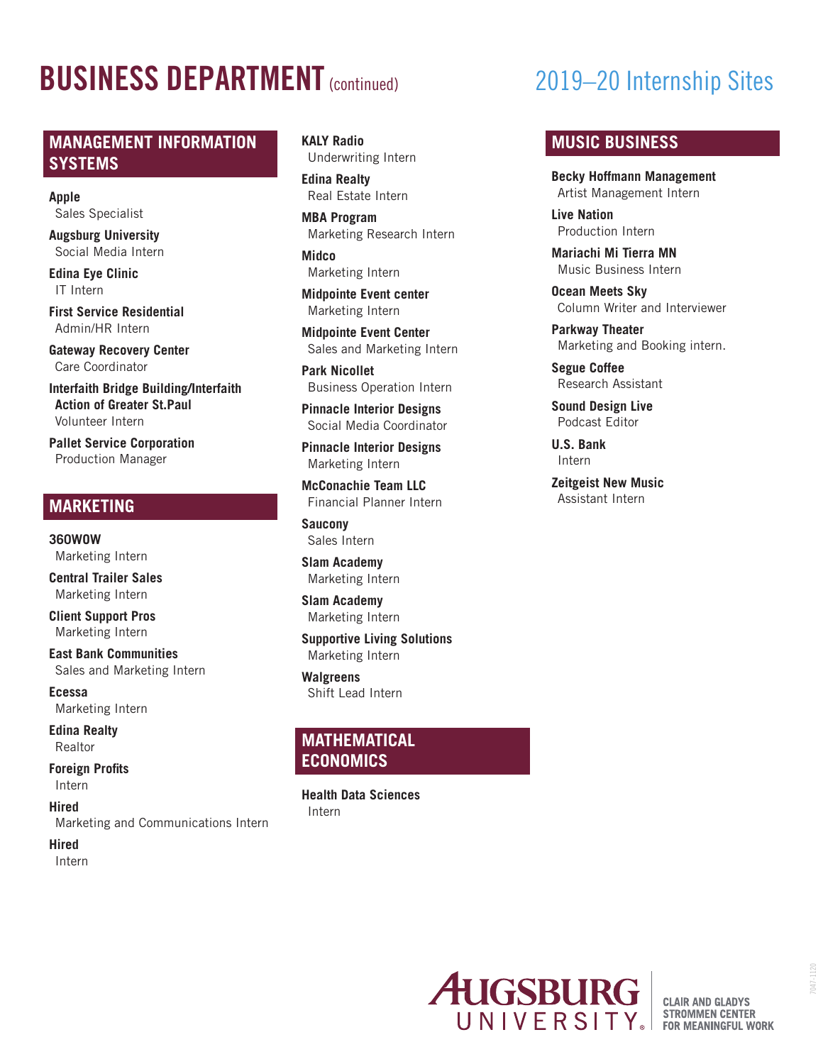# BUSINESS DEPARTMENT (continued)

2019–20 Internship Sites

## MANAGEMENT INFORMATION SYSTEMS

**Apple**
Sales Specialist

**Augsburg University**
Social Media Intern

**Edina Eye Clinic**
IT Intern

**First Service Residential**
Admin/HR Intern

**Gateway Recovery Center**
Care Coordinator

**Interfaith Bridge Building/Interfaith Action of Greater St.Paul**
Volunteer Intern

**Pallet Service Corporation**
Production Manager

## MARKETING

**360WOW**
Marketing Intern

**Central Trailer Sales**
Marketing Intern

**Client Support Pros**
Marketing Intern

**East Bank Communities**
Sales and Marketing Intern

**Ecessa**
Marketing Intern

**Edina Realty**
Realtor

**Foreign Profits**
Intern

**Hired**
Marketing and Communications Intern

**Hired**
Intern

**KALY Radio**
Underwriting Intern

**Edina Realty**
Real Estate Intern

**MBA Program**
Marketing Research Intern

**Midco**
Marketing Intern

**Midpointe Event center**
Marketing Intern

**Midpointe Event Center**
Sales and Marketing Intern

**Park Nicollet**
Business Operation Intern

**Pinnacle Interior Designs**
Social Media Coordinator

**Pinnacle Interior Designs**
Marketing Intern

**McConachie Team LLC**
Financial Planner Intern

**Saucony**
Sales Intern

**Slam Academy**
Marketing Intern

**Slam Academy**
Marketing Intern

**Supportive Living Solutions**
Marketing Intern

**Walgreens**
Shift Lead Intern

## MATHEMATICAL ECONOMICS

**Health Data Sciences**
Intern

## MUSIC BUSINESS

**Becky Hoffmann Management**
Artist Management Intern

**Live Nation**
Production Intern

**Mariachi Mi Tierra MN**
Music Business Intern

**Ocean Meets Sky**
Column Writer and Interviewer

**Parkway Theater**
Marketing and Booking intern.

**Segue Coffee**
Research Assistant

**Sound Design Live**
Podcast Editor

**U.S. Bank**
Intern

**Zeitgeist New Music**
Assistant Intern

AUGSBURG UNIVERSITY

CLAIR AND GLADYS STROMMEN CENTER FOR MEANINGFUL WORK